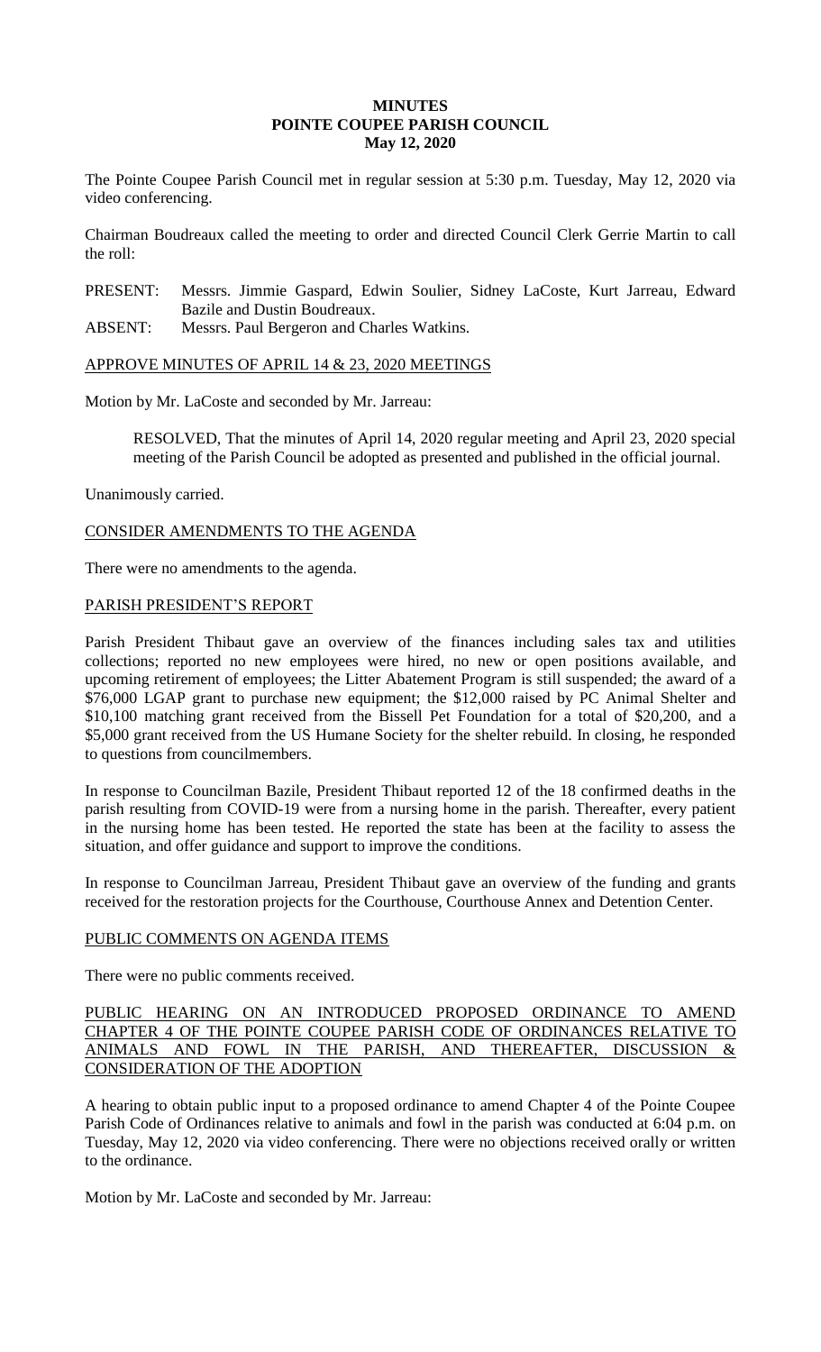# MINUTES
# POINTE COUPEE PARISH COUNCIL
# May 12, 2020

The Pointe Coupee Parish Council met in regular session at 5:30 p.m. Tuesday, May 12, 2020 via video conferencing.

Chairman Boudreaux called the meeting to order and directed Council Clerk Gerrie Martin to call the roll:

PRESENT: Messrs. Jimmie Gaspard, Edwin Soulier, Sidney LaCoste, Kurt Jarreau, Edward Bazile and Dustin Boudreaux.
ABSENT: Messrs. Paul Bergeron and Charles Watkins.

## APPROVE MINUTES OF APRIL 14 & 23, 2020 MEETINGS

Motion by Mr. LaCoste and seconded by Mr. Jarreau:

> RESOLVED, That the minutes of April 14, 2020 regular meeting and April 23, 2020 special meeting of the Parish Council be adopted as presented and published in the official journal.

Unanimously carried.

## CONSIDER AMENDMENTS TO THE AGENDA

There were no amendments to the agenda.

## PARISH PRESIDENT'S REPORT

Parish President Thibaut gave an overview of the finances including sales tax and utilities collections; reported no new employees were hired, no new or open positions available, and upcoming retirement of employees; the Litter Abatement Program is still suspended; the award of a \$76,000 LGAP grant to purchase new equipment; the \$12,000 raised by PC Animal Shelter and \$10,100 matching grant received from the Bissell Pet Foundation for a total of \$20,200, and a \$5,000 grant received from the US Humane Society for the shelter rebuild. In closing, he responded to questions from councilmembers.

In response to Councilman Bazile, President Thibaut reported 12 of the 18 confirmed deaths in the parish resulting from COVID-19 were from a nursing home in the parish. Thereafter, every patient in the nursing home has been tested. He reported the state has been at the facility to assess the situation, and offer guidance and support to improve the conditions.

In response to Councilman Jarreau, President Thibaut gave an overview of the funding and grants received for the restoration projects for the Courthouse, Courthouse Annex and Detention Center.

## PUBLIC COMMENTS ON AGENDA ITEMS

There were no public comments received.

## PUBLIC HEARING ON AN INTRODUCED PROPOSED ORDINANCE TO AMEND CHAPTER 4 OF THE POINTE COUPEE PARISH CODE OF ORDINANCES RELATIVE TO ANIMALS AND FOWL IN THE PARISH, AND THEREAFTER, DISCUSSION & CONSIDERATION OF THE ADOPTION

A hearing to obtain public input to a proposed ordinance to amend Chapter 4 of the Pointe Coupee Parish Code of Ordinances relative to animals and fowl in the parish was conducted at 6:04 p.m. on Tuesday, May 12, 2020 via video conferencing. There were no objections received orally or written to the ordinance.

Motion by Mr. LaCoste and seconded by Mr. Jarreau: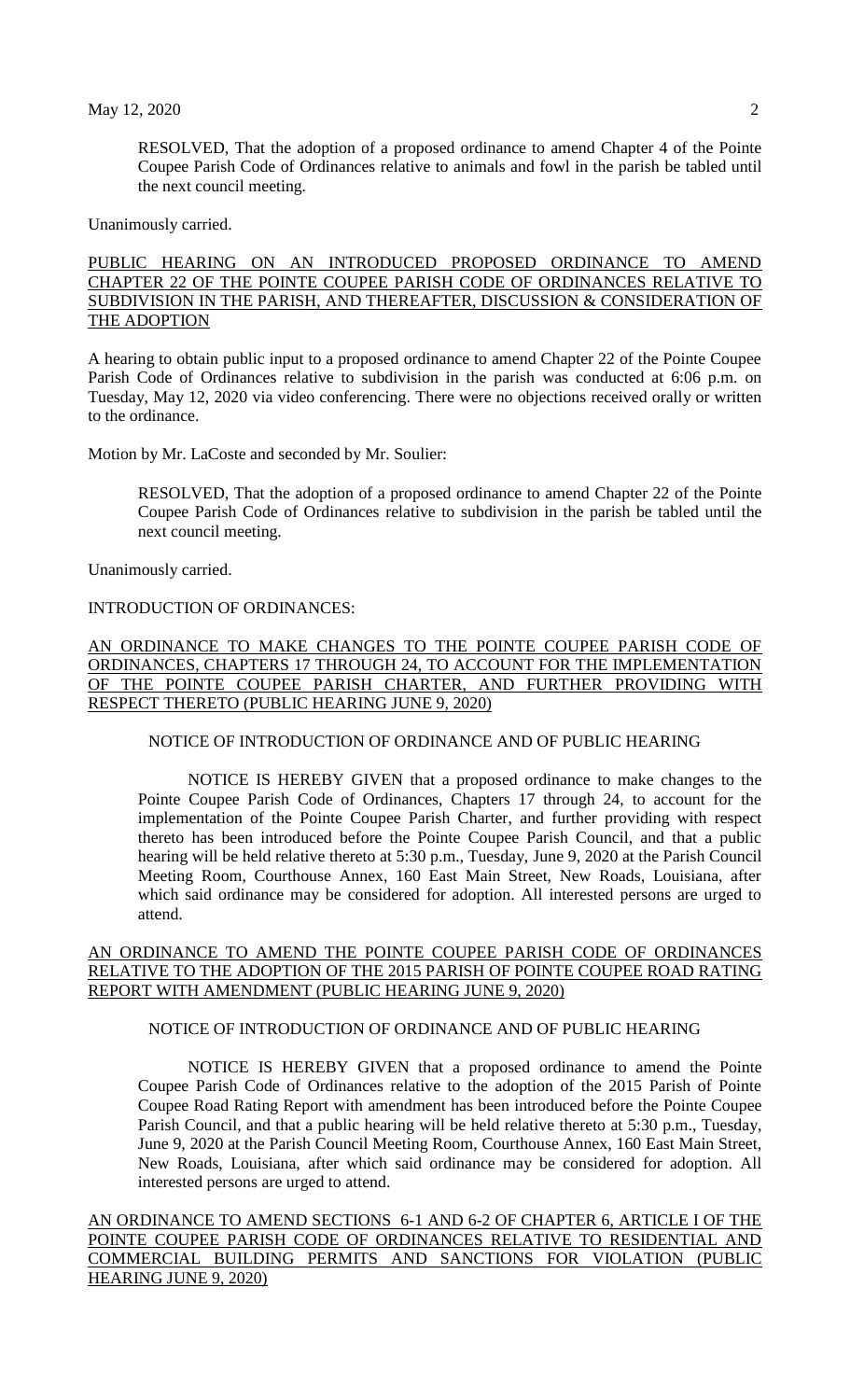RESOLVED, That the adoption of a proposed ordinance to amend Chapter 4 of the Pointe Coupee Parish Code of Ordinances relative to animals and fowl in the parish be tabled until the next council meeting.

Unanimously carried.

PUBLIC HEARING ON AN INTRODUCED PROPOSED ORDINANCE TO AMEND CHAPTER 22 OF THE POINTE COUPEE PARISH CODE OF ORDINANCES RELATIVE TO SUBDIVISION IN THE PARISH, AND THEREAFTER, DISCUSSION & CONSIDERATION OF THE ADOPTION

A hearing to obtain public input to a proposed ordinance to amend Chapter 22 of the Pointe Coupee Parish Code of Ordinances relative to subdivision in the parish was conducted at 6:06 p.m. on Tuesday, May 12, 2020 via video conferencing. There were no objections received orally or written to the ordinance.

Motion by Mr. LaCoste and seconded by Mr. Soulier:

RESOLVED, That the adoption of a proposed ordinance to amend Chapter 22 of the Pointe Coupee Parish Code of Ordinances relative to subdivision in the parish be tabled until the next council meeting.

Unanimously carried.

INTRODUCTION OF ORDINANCES:

AN ORDINANCE TO MAKE CHANGES TO THE POINTE COUPEE PARISH CODE OF ORDINANCES, CHAPTERS 17 THROUGH 24, TO ACCOUNT FOR THE IMPLEMENTATION OF THE POINTE COUPEE PARISH CHARTER, AND FURTHER PROVIDING WITH RESPECT THERETO (PUBLIC HEARING JUNE 9, 2020)

NOTICE OF INTRODUCTION OF ORDINANCE AND OF PUBLIC HEARING

NOTICE IS HEREBY GIVEN that a proposed ordinance to make changes to the Pointe Coupee Parish Code of Ordinances, Chapters 17 through 24, to account for the implementation of the Pointe Coupee Parish Charter, and further providing with respect thereto has been introduced before the Pointe Coupee Parish Council, and that a public hearing will be held relative thereto at 5:30 p.m., Tuesday, June 9, 2020 at the Parish Council Meeting Room, Courthouse Annex, 160 East Main Street, New Roads, Louisiana, after which said ordinance may be considered for adoption. All interested persons are urged to attend.

AN ORDINANCE TO AMEND THE POINTE COUPEE PARISH CODE OF ORDINANCES RELATIVE TO THE ADOPTION OF THE 2015 PARISH OF POINTE COUPEE ROAD RATING REPORT WITH AMENDMENT (PUBLIC HEARING JUNE 9, 2020)

NOTICE OF INTRODUCTION OF ORDINANCE AND OF PUBLIC HEARING

NOTICE IS HEREBY GIVEN that a proposed ordinance to amend the Pointe Coupee Parish Code of Ordinances relative to the adoption of the 2015 Parish of Pointe Coupee Road Rating Report with amendment has been introduced before the Pointe Coupee Parish Council, and that a public hearing will be held relative thereto at 5:30 p.m., Tuesday, June 9, 2020 at the Parish Council Meeting Room, Courthouse Annex, 160 East Main Street, New Roads, Louisiana, after which said ordinance may be considered for adoption. All interested persons are urged to attend.

AN ORDINANCE TO AMEND SECTIONS 6-1 AND 6-2 OF CHAPTER 6, ARTICLE I OF THE POINTE COUPEE PARISH CODE OF ORDINANCES RELATIVE TO RESIDENTIAL AND COMMERCIAL BUILDING PERMITS AND SANCTIONS FOR VIOLATION (PUBLIC HEARING JUNE 9, 2020)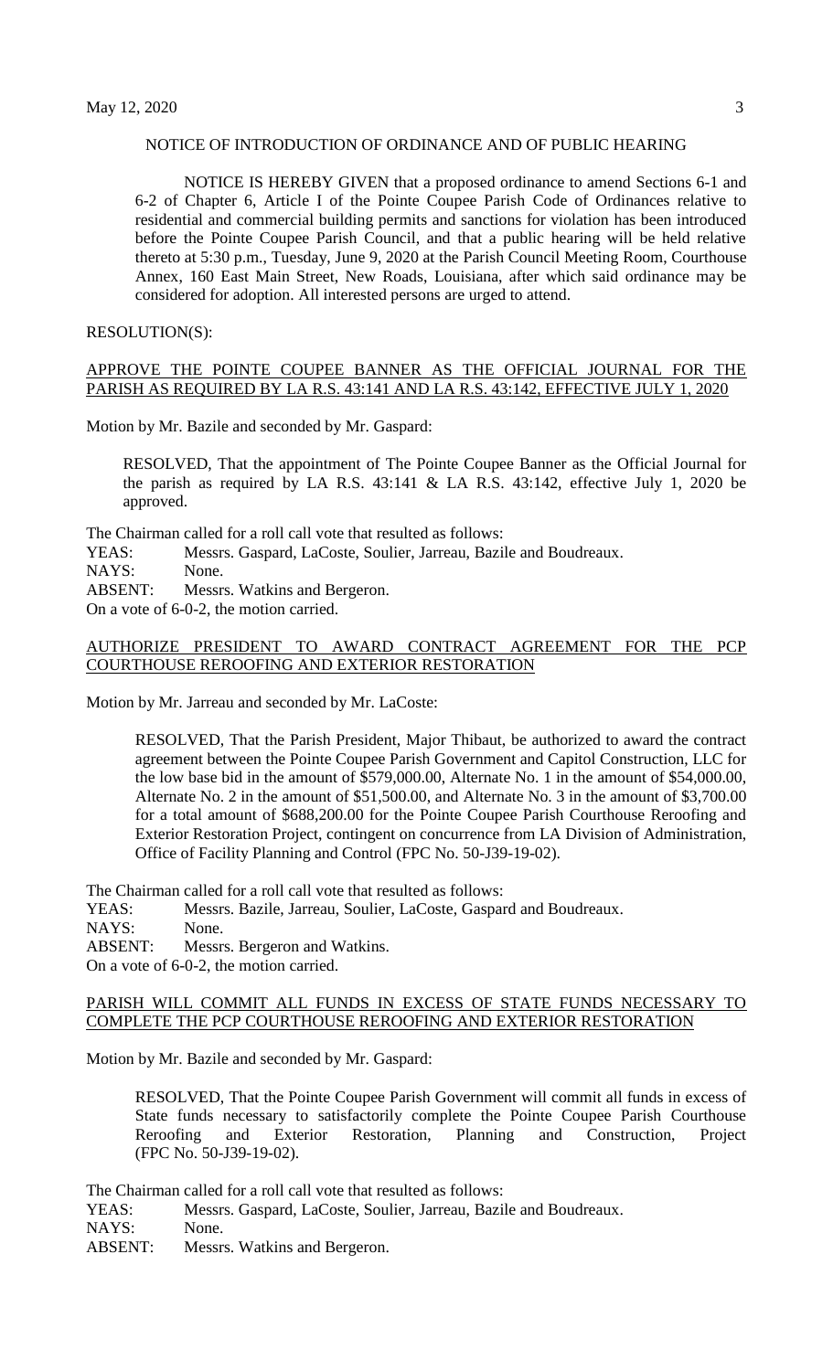NOTICE OF INTRODUCTION OF ORDINANCE AND OF PUBLIC HEARING

NOTICE IS HEREBY GIVEN that a proposed ordinance to amend Sections 6-1 and 6-2 of Chapter 6, Article I of the Pointe Coupee Parish Code of Ordinances relative to residential and commercial building permits and sanctions for violation has been introduced before the Pointe Coupee Parish Council, and that a public hearing will be held relative thereto at 5:30 p.m., Tuesday, June 9, 2020 at the Parish Council Meeting Room, Courthouse Annex, 160 East Main Street, New Roads, Louisiana, after which said ordinance may be considered for adoption. All interested persons are urged to attend.

RESOLUTION(S):

APPROVE THE POINTE COUPEE BANNER AS THE OFFICIAL JOURNAL FOR THE PARISH AS REQUIRED BY LA R.S. 43:141 AND LA R.S. 43:142, EFFECTIVE JULY 1, 2020

Motion by Mr. Bazile and seconded by Mr. Gaspard:

> RESOLVED, That the appointment of The Pointe Coupee Banner as the Official Journal for the parish as required by LA R.S. 43:141 & LA R.S. 43:142, effective July 1, 2020 be approved.

The Chairman called for a roll call vote that resulted as follows:
YEAS: Messrs. Gaspard, LaCoste, Soulier, Jarreau, Bazile and Boudreaux.
NAYS: None.
ABSENT: Messrs. Watkins and Bergeron.
On a vote of 6-0-2, the motion carried.

AUTHORIZE PRESIDENT TO AWARD CONTRACT AGREEMENT FOR THE PCP COURTHOUSE REROOFING AND EXTERIOR RESTORATION

Motion by Mr. Jarreau and seconded by Mr. LaCoste:

> RESOLVED, That the Parish President, Major Thibaut, be authorized to award the contract agreement between the Pointe Coupee Parish Government and Capitol Construction, LLC for the low base bid in the amount of $579,000.00, Alternate No. 1 in the amount of $54,000.00, Alternate No. 2 in the amount of $51,500.00, and Alternate No. 3 in the amount of $3,700.00 for a total amount of $688,200.00 for the Pointe Coupee Parish Courthouse Reroofing and Exterior Restoration Project, contingent on concurrence from LA Division of Administration, Office of Facility Planning and Control (FPC No. 50-J39-19-02).

The Chairman called for a roll call vote that resulted as follows:
YEAS: Messrs. Bazile, Jarreau, Soulier, LaCoste, Gaspard and Boudreaux.
NAYS: None.
ABSENT: Messrs. Bergeron and Watkins.
On a vote of 6-0-2, the motion carried.

PARISH WILL COMMIT ALL FUNDS IN EXCESS OF STATE FUNDS NECESSARY TO COMPLETE THE PCP COURTHOUSE REROOFING AND EXTERIOR RESTORATION

Motion by Mr. Bazile and seconded by Mr. Gaspard:

> RESOLVED, That the Pointe Coupee Parish Government will commit all funds in excess of State funds necessary to satisfactorily complete the Pointe Coupee Parish Courthouse Reroofing and Exterior Restoration, Planning and Construction, Project (FPC No. 50-J39-19-02).

The Chairman called for a roll call vote that resulted as follows:
YEAS: Messrs. Gaspard, LaCoste, Soulier, Jarreau, Bazile and Boudreaux.
NAYS: None.
ABSENT: Messrs. Watkins and Bergeron.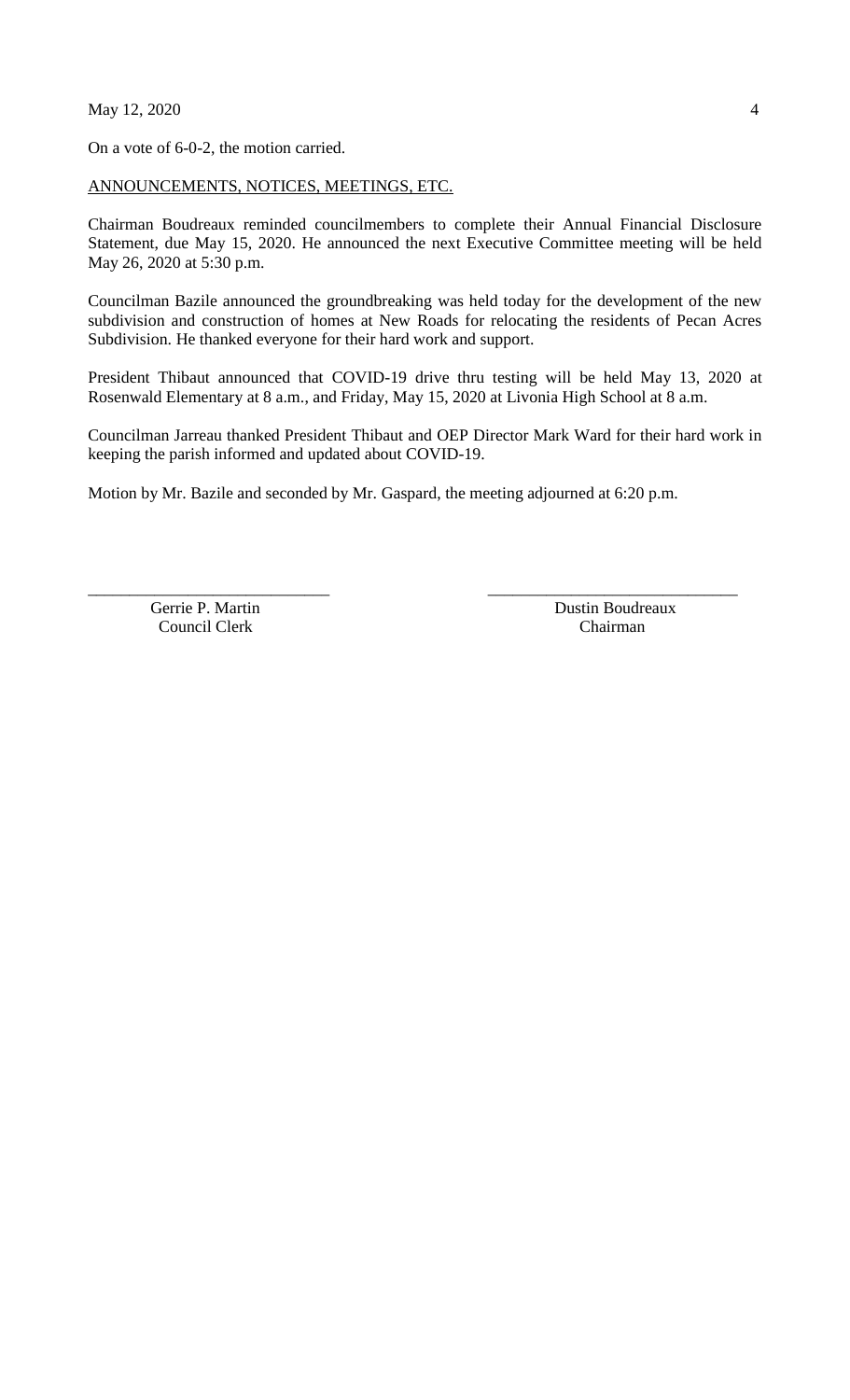On a vote of 6-0-2, the motion carried.

ANNOUNCEMENTS, NOTICES, MEETINGS, ETC.

Chairman Boudreaux reminded councilmembers to complete their Annual Financial Disclosure Statement, due May 15, 2020. He announced the next Executive Committee meeting will be held May 26, 2020 at 5:30 p.m.

Councilman Bazile announced the groundbreaking was held today for the development of the new subdivision and construction of homes at New Roads for relocating the residents of Pecan Acres Subdivision. He thanked everyone for their hard work and support.

President Thibaut announced that COVID-19 drive thru testing will be held May 13, 2020 at Rosenwald Elementary at 8 a.m., and Friday, May 15, 2020 at Livonia High School at 8 a.m.

Councilman Jarreau thanked President Thibaut and OEP Director Mark Ward for their hard work in keeping the parish informed and updated about COVID-19.

Motion by Mr. Bazile and seconded by Mr. Gaspard, the meeting adjourned at 6:20 p.m.

| | |
|---|---|
| _____________________________ | _____________________________ |
| Gerrie P. Martin | Dustin Boudreaux |
| Council Clerk | Chairman |